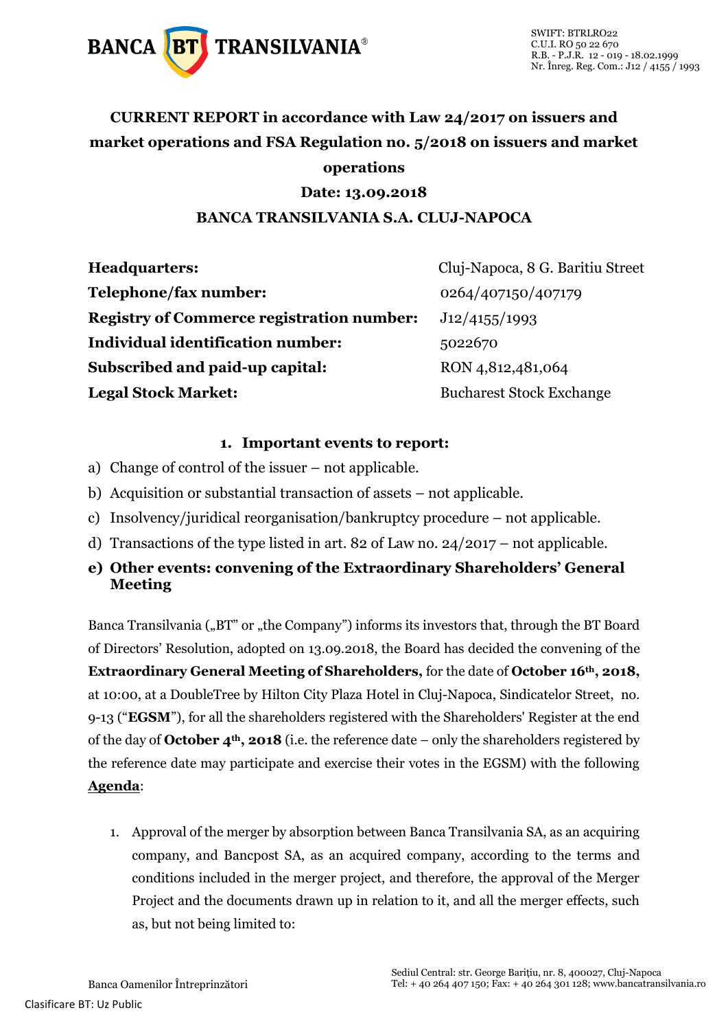# CURRENT REPORT in accordance with Law 24/2017 on issuers and market operations and FSA Regulation no. 5/2018 on issuers and market operations

**Date: 13.09.2018**

**BANCA TRANSILVANIA S.A. CLUJ-NAPOCA**

| | |
|---|---|
| **Headquarters:** | Cluj-Napoca, 8 G. Baritiu Street |
| **Telephone/fax number:** | 0264/407150/407179 |
| **Registry of Commerce registration number:** | J12/4155/1993 |
| **Individual identification number:** | 5022670 |
| **Subscribed and paid-up capital:** | RON 4,812,481,064 |
| **Legal Stock Market:** | Bucharest Stock Exchange |

## 1. Important events to report:

a) Change of control of the issuer – not applicable.

b) Acquisition or substantial transaction of assets – not applicable.

c) Insolvency/juridical reorganisation/bankruptcy procedure – not applicable.

d) Transactions of the type listed in art. 82 of Law no. 24/2017 – not applicable.

**e) Other events: convening of the Extraordinary Shareholders' General Meeting**

Banca Transilvania („BT" or „the Company") informs its investors that, through the BT Board of Directors' Resolution, adopted on 13.09.2018, the Board has decided the convening of the **Extraordinary General Meeting of Shareholders,** for the date of **October 16th, 2018,** at 10:00, at a DoubleTree by Hilton City Plaza Hotel in Cluj-Napoca, Sindicatelor Street, no. 9-13 ("**EGSM**"), for all the shareholders registered with the Shareholders' Register at the end of the day of **October 4th, 2018** (i.e. the reference date – only the shareholders registered by the reference date may participate and exercise their votes in the EGSM) with the following **Agenda**:

1. Approval of the merger by absorption between Banca Transilvania SA, as an acquiring company, and Bancpost SA, as an acquired company, according to the terms and conditions included in the merger project, and therefore, the approval of the Merger Project and the documents drawn up in relation to it, and all the merger effects, such as, but not being limited to: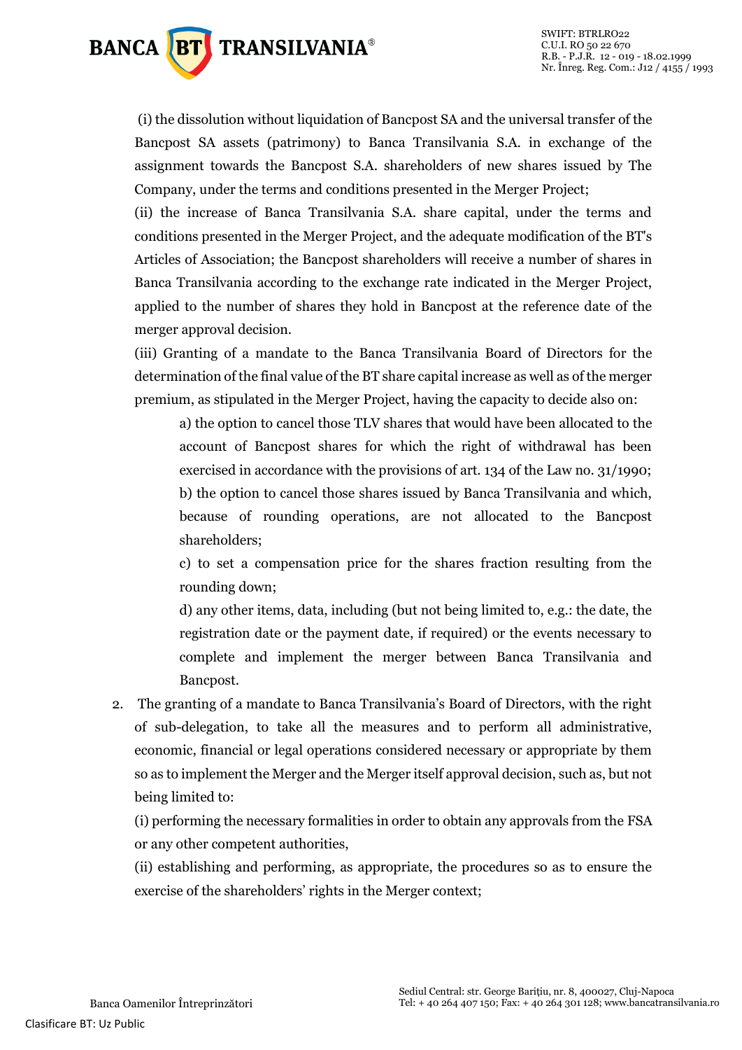(i) the dissolution without liquidation of Bancpost SA and the universal transfer of the Bancpost SA assets (patrimony) to Banca Transilvania S.A. in exchange of the assignment towards the Bancpost S.A. shareholders of new shares issued by The Company, under the terms and conditions presented in the Merger Project;

(ii) the increase of Banca Transilvania S.A. share capital, under the terms and conditions presented in the Merger Project, and the adequate modification of the BT's Articles of Association; the Bancpost shareholders will receive a number of shares in Banca Transilvania according to the exchange rate indicated in the Merger Project, applied to the number of shares they hold in Bancpost at the reference date of the merger approval decision.

(iii) Granting of a mandate to the Banca Transilvania Board of Directors for the determination of the final value of the BT share capital increase as well as of the merger premium, as stipulated in the Merger Project, having the capacity to decide also on:

a) the option to cancel those TLV shares that would have been allocated to the account of Bancpost shares for which the right of withdrawal has been exercised in accordance with the provisions of art. 134 of the Law no. 31/1990;

b) the option to cancel those shares issued by Banca Transilvania and which, because of rounding operations, are not allocated to the Bancpost shareholders;

c) to set a compensation price for the shares fraction resulting from the rounding down;

d) any other items, data, including (but not being limited to, e.g.: the date, the registration date or the payment date, if required) or the events necessary to complete and implement the merger between Banca Transilvania and Bancpost.

2. The granting of a mandate to Banca Transilvania's Board of Directors, with the right of sub-delegation, to take all the measures and to perform all administrative, economic, financial or legal operations considered necessary or appropriate by them so as to implement the Merger and the Merger itself approval decision, such as, but not being limited to:

(i) performing the necessary formalities in order to obtain any approvals from the FSA or any other competent authorities,

(ii) establishing and performing, as appropriate, the procedures so as to ensure the exercise of the shareholders' rights in the Merger context;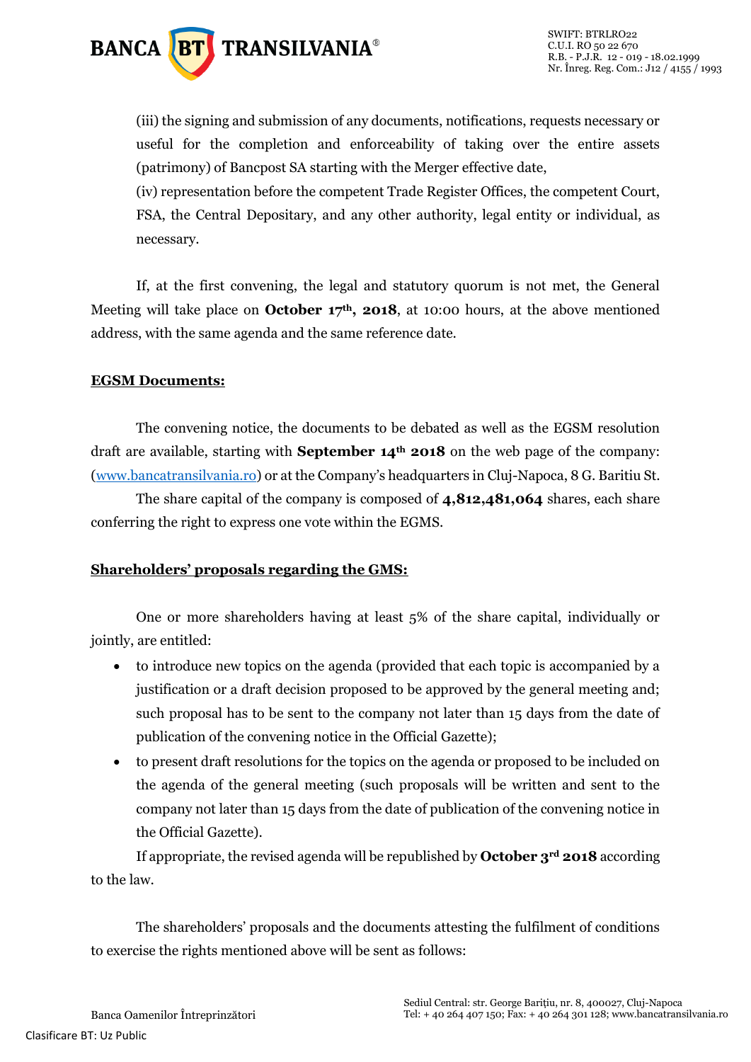(iii) the signing and submission of any documents, notifications, requests necessary or useful for the completion and enforceability of taking over the entire assets (patrimony) of Bancpost SA starting with the Merger effective date,

(iv) representation before the competent Trade Register Offices, the competent Court, FSA, the Central Depositary, and any other authority, legal entity or individual, as necessary.

If, at the first convening, the legal and statutory quorum is not met, the General Meeting will take place on **October 17th, 2018**, at 10:00 hours, at the above mentioned address, with the same agenda and the same reference date.

**EGSM Documents:**

The convening notice, the documents to be debated as well as the EGSM resolution draft are available, starting with **September 14th 2018** on the web page of the company: (www.bancatransilvania.ro) or at the Company's headquarters in Cluj-Napoca, 8 G. Baritiu St.

The share capital of the company is composed of **4,812,481,064** shares, each share conferring the right to express one vote within the EGMS.

**Shareholders' proposals regarding the GMS:**

One or more shareholders having at least 5% of the share capital, individually or jointly, are entitled:

- to introduce new topics on the agenda (provided that each topic is accompanied by a justification or a draft decision proposed to be approved by the general meeting and; such proposal has to be sent to the company not later than 15 days from the date of publication of the convening notice in the Official Gazette);
- to present draft resolutions for the topics on the agenda or proposed to be included on the agenda of the general meeting (such proposals will be written and sent to the company not later than 15 days from the date of publication of the convening notice in the Official Gazette).

If appropriate, the revised agenda will be republished by **October 3rd 2018** according to the law.

The shareholders' proposals and the documents attesting the fulfilment of conditions to exercise the rights mentioned above will be sent as follows: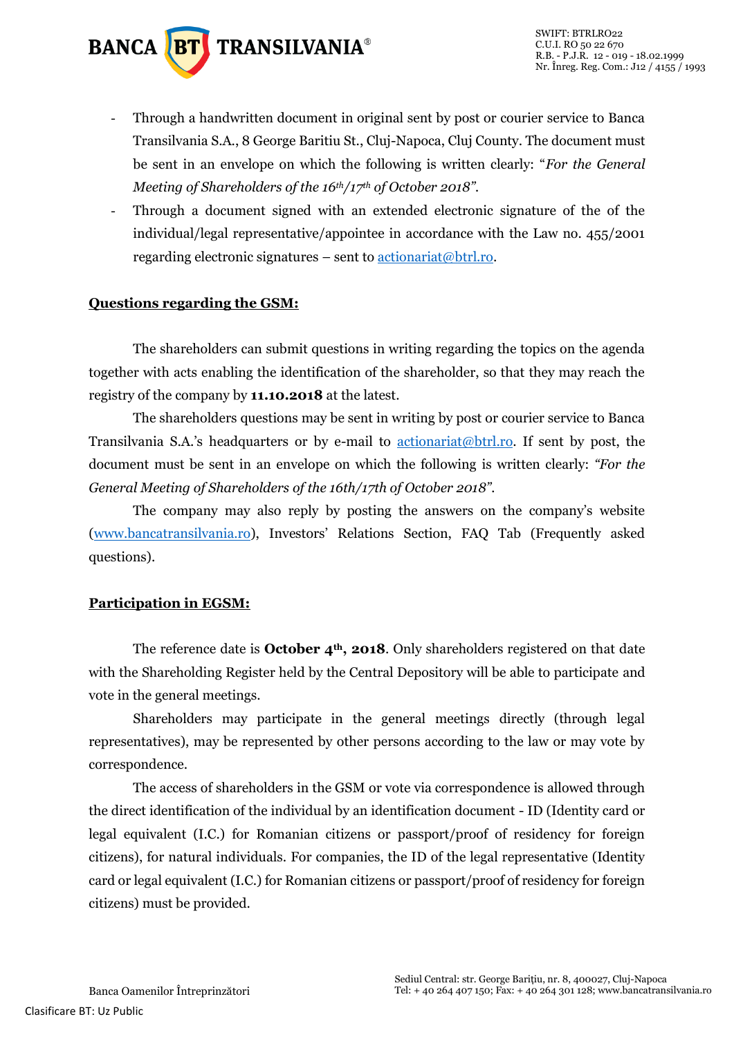- Through a handwritten document in original sent by post or courier service to Banca Transilvania S.A., 8 George Baritiu St., Cluj-Napoca, Cluj County. The document must be sent in an envelope on which the following is written clearly: "*For the General Meeting of Shareholders of the 16th/17th of October 2018*".
- Through a document signed with an extended electronic signature of the of the individual/legal representative/appointee in accordance with the Law no. 455/2001 regarding electronic signatures – sent to actionariat@btrl.ro.

**Questions regarding the GSM:**

The shareholders can submit questions in writing regarding the topics on the agenda together with acts enabling the identification of the shareholder, so that they may reach the registry of the company by **11.10.2018** at the latest.

The shareholders questions may be sent in writing by post or courier service to Banca Transilvania S.A.'s headquarters or by e-mail to actionariat@btrl.ro. If sent by post, the document must be sent in an envelope on which the following is written clearly: *"For the General Meeting of Shareholders of the 16th/17th of October 2018"*.

The company may also reply by posting the answers on the company's website (www.bancatransilvania.ro), Investors' Relations Section, FAQ Tab (Frequently asked questions).

**Participation in EGSM:**

The reference date is **October 4th, 2018**. Only shareholders registered on that date with the Shareholding Register held by the Central Depository will be able to participate and vote in the general meetings.

Shareholders may participate in the general meetings directly (through legal representatives), may be represented by other persons according to the law or may vote by correspondence.

The access of shareholders in the GSM or vote via correspondence is allowed through the direct identification of the individual by an identification document - ID (Identity card or legal equivalent (I.C.) for Romanian citizens or passport/proof of residency for foreign citizens), for natural individuals. For companies, the ID of the legal representative (Identity card or legal equivalent (I.C.) for Romanian citizens or passport/proof of residency for foreign citizens) must be provided.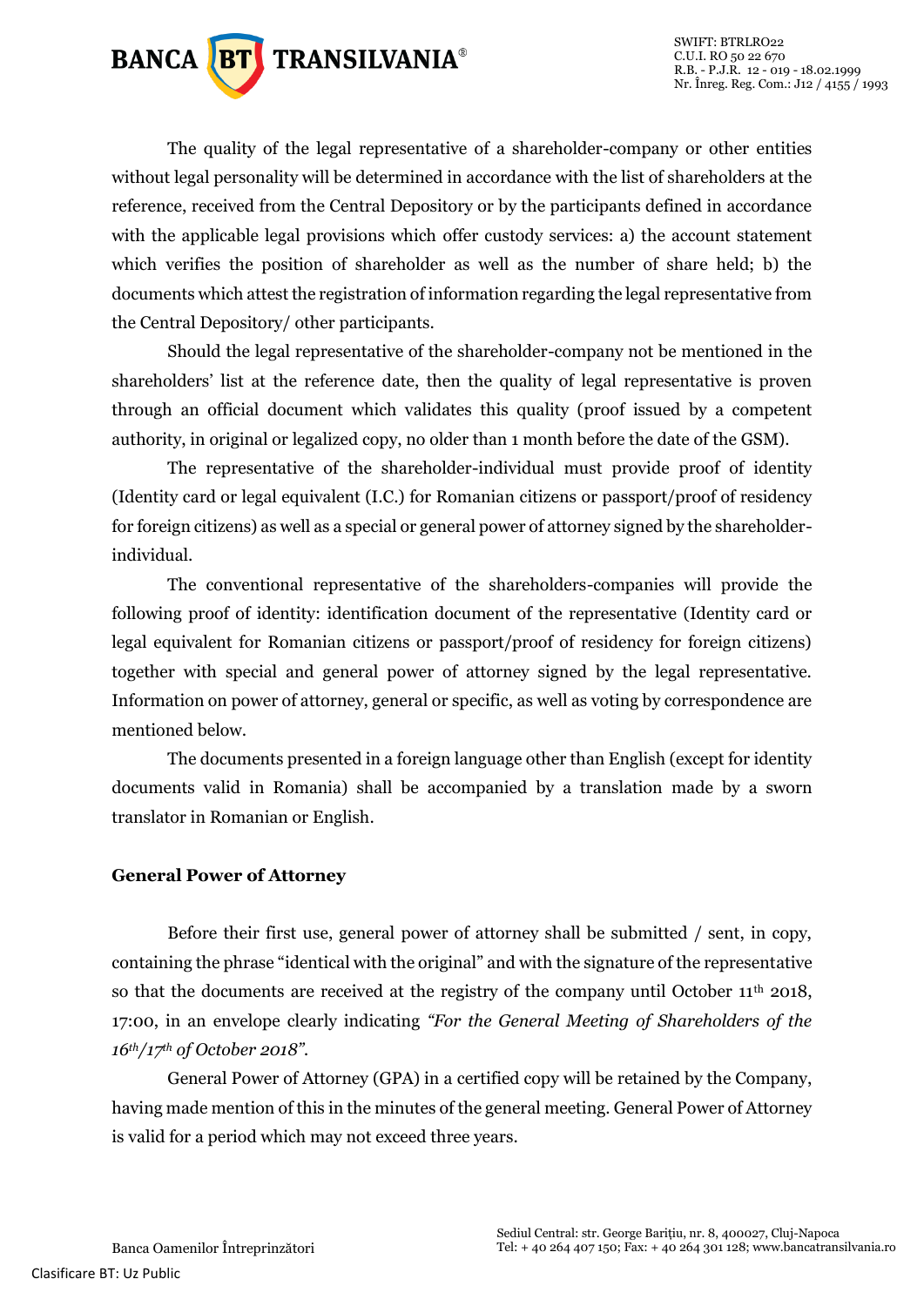The quality of the legal representative of a shareholder-company or other entities without legal personality will be determined in accordance with the list of shareholders at the reference, received from the Central Depository or by the participants defined in accordance with the applicable legal provisions which offer custody services: a) the account statement which verifies the position of shareholder as well as the number of share held; b) the documents which attest the registration of information regarding the legal representative from the Central Depository/ other participants.

Should the legal representative of the shareholder-company not be mentioned in the shareholders' list at the reference date, then the quality of legal representative is proven through an official document which validates this quality (proof issued by a competent authority, in original or legalized copy, no older than 1 month before the date of the GSM).

The representative of the shareholder-individual must provide proof of identity (Identity card or legal equivalent (I.C.) for Romanian citizens or passport/proof of residency for foreign citizens) as well as a special or general power of attorney signed by the shareholder-individual.

The conventional representative of the shareholders-companies will provide the following proof of identity: identification document of the representative (Identity card or legal equivalent for Romanian citizens or passport/proof of residency for foreign citizens) together with special and general power of attorney signed by the legal representative. Information on power of attorney, general or specific, as well as voting by correspondence are mentioned below.

The documents presented in a foreign language other than English (except for identity documents valid in Romania) shall be accompanied by a translation made by a sworn translator in Romanian or English.

**General Power of Attorney**

Before their first use, general power of attorney shall be submitted / sent, in copy, containing the phrase "identical with the original" and with the signature of the representative so that the documents are received at the registry of the company until October 11th 2018, 17:00, in an envelope clearly indicating *"For the General Meeting of Shareholders of the 16th/17th of October 2018"*.

General Power of Attorney (GPA) in a certified copy will be retained by the Company, having made mention of this in the minutes of the general meeting. General Power of Attorney is valid for a period which may not exceed three years.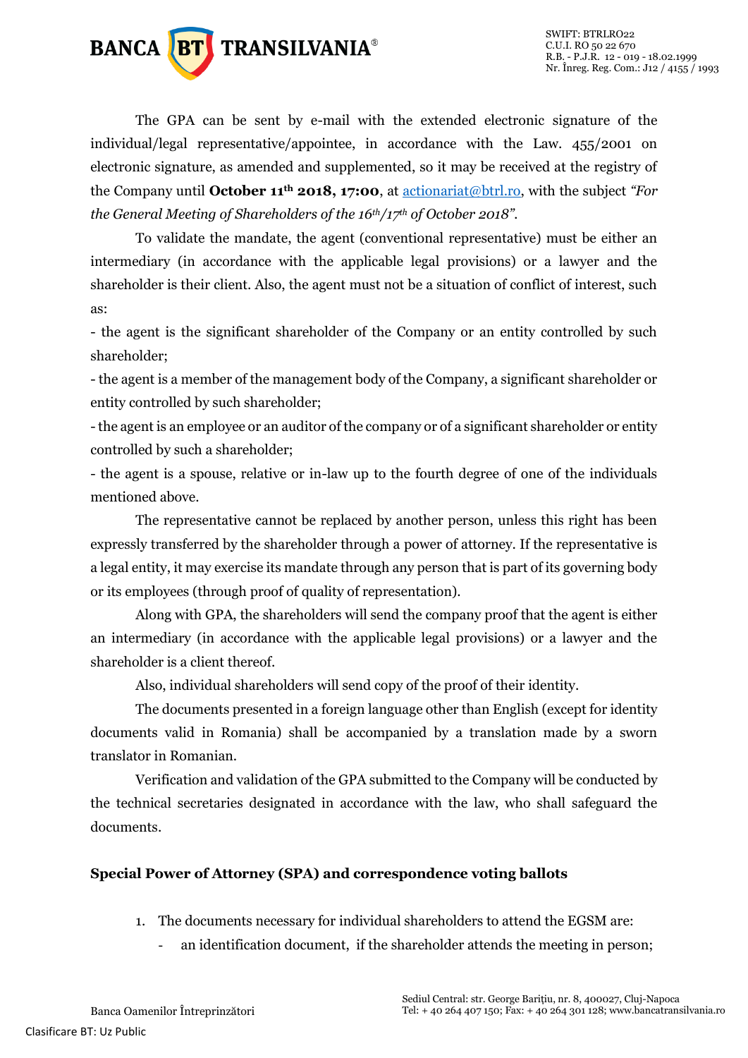The GPA can be sent by e-mail with the extended electronic signature of the individual/legal representative/appointee, in accordance with the Law. 455/2001 on electronic signature, as amended and supplemented, so it may be received at the registry of the Company until **October 11th 2018, 17:00**, at actionariat@btrl.ro, with the subject *"For the General Meeting of Shareholders of the 16th/17th of October 2018"*.

To validate the mandate, the agent (conventional representative) must be either an intermediary (in accordance with the applicable legal provisions) or a lawyer and the shareholder is their client. Also, the agent must not be a situation of conflict of interest, such as:

- the agent is the significant shareholder of the Company or an entity controlled by such shareholder;
- the agent is a member of the management body of the Company, a significant shareholder or entity controlled by such shareholder;
- the agent is an employee or an auditor of the company or of a significant shareholder or entity controlled by such a shareholder;
- the agent is a spouse, relative or in-law up to the fourth degree of one of the individuals mentioned above.

The representative cannot be replaced by another person, unless this right has been expressly transferred by the shareholder through a power of attorney. If the representative is a legal entity, it may exercise its mandate through any person that is part of its governing body or its employees (through proof of quality of representation).

Along with GPA, the shareholders will send the company proof that the agent is either an intermediary (in accordance with the applicable legal provisions) or a lawyer and the shareholder is a client thereof.

Also, individual shareholders will send copy of the proof of their identity.

The documents presented in a foreign language other than English (except for identity documents valid in Romania) shall be accompanied by a translation made by a sworn translator in Romanian.

Verification and validation of the GPA submitted to the Company will be conducted by the technical secretaries designated in accordance with the law, who shall safeguard the documents.

**Special Power of Attorney (SPA) and correspondence voting ballots**

1. The documents necessary for individual shareholders to attend the EGSM are:
   - an identification document, if the shareholder attends the meeting in person;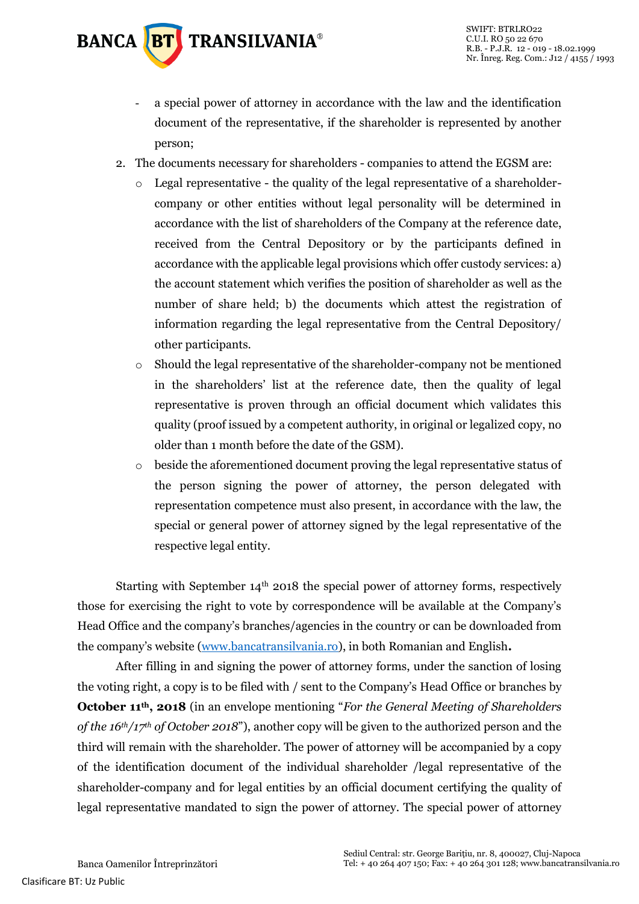- a special power of attorney in accordance with the law and the identification document of the representative, if the shareholder is represented by another person;

2. The documents necessary for shareholders - companies to attend the EGSM are:
   - Legal representative - the quality of the legal representative of a shareholder-company or other entities without legal personality will be determined in accordance with the list of shareholders of the Company at the reference date, received from the Central Depository or by the participants defined in accordance with the applicable legal provisions which offer custody services: a) the account statement which verifies the position of shareholder as well as the number of share held; b) the documents which attest the registration of information regarding the legal representative from the Central Depository/ other participants.
   - Should the legal representative of the shareholder-company not be mentioned in the shareholders' list at the reference date, then the quality of legal representative is proven through an official document which validates this quality (proof issued by a competent authority, in original or legalized copy, no older than 1 month before the date of the GSM).
   - beside the aforementioned document proving the legal representative status of the person signing the power of attorney, the person delegated with representation competence must also present, in accordance with the law, the special or general power of attorney signed by the legal representative of the respective legal entity.

Starting with September 14th 2018 the special power of attorney forms, respectively those for exercising the right to vote by correspondence will be available at the Company's Head Office and the company's branches/agencies in the country or can be downloaded from the company's website (www.bancatransilvania.ro), in both Romanian and English**.**

After filling in and signing the power of attorney forms, under the sanction of losing the voting right, a copy is to be filed with / sent to the Company's Head Office or branches by **October 11th, 2018** (in an envelope mentioning "*For the General Meeting of Shareholders of the 16th/17th of October 2018*"), another copy will be given to the authorized person and the third will remain with the shareholder. The power of attorney will be accompanied by a copy of the identification document of the individual shareholder /legal representative of the shareholder-company and for legal entities by an official document certifying the quality of legal representative mandated to sign the power of attorney. The special power of attorney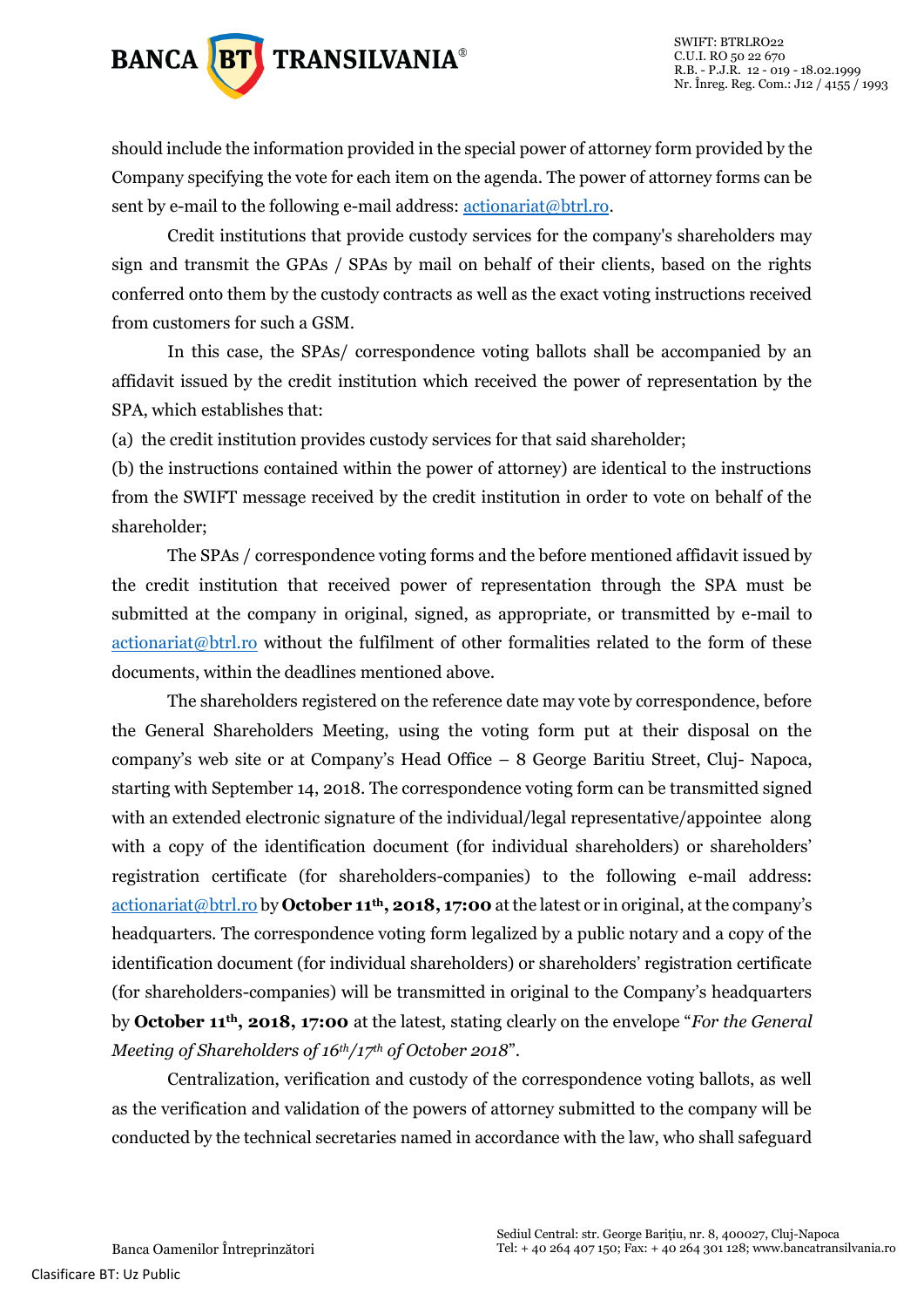should include the information provided in the special power of attorney form provided by the Company specifying the vote for each item on the agenda. The power of attorney forms can be sent by e-mail to the following e-mail address: actionariat@btrl.ro.

Credit institutions that provide custody services for the company's shareholders may sign and transmit the GPAs / SPAs by mail on behalf of their clients, based on the rights conferred onto them by the custody contracts as well as the exact voting instructions received from customers for such a GSM.

In this case, the SPAs/ correspondence voting ballots shall be accompanied by an affidavit issued by the credit institution which received the power of representation by the SPA, which establishes that:

(a) the credit institution provides custody services for that said shareholder;

(b) the instructions contained within the power of attorney) are identical to the instructions from the SWIFT message received by the credit institution in order to vote on behalf of the shareholder;

The SPAs / correspondence voting forms and the before mentioned affidavit issued by the credit institution that received power of representation through the SPA must be submitted at the company in original, signed, as appropriate, or transmitted by e-mail to actionariat@btrl.ro without the fulfilment of other formalities related to the form of these documents, within the deadlines mentioned above.

The shareholders registered on the reference date may vote by correspondence, before the General Shareholders Meeting, using the voting form put at their disposal on the company's web site or at Company's Head Office – 8 George Baritiu Street, Cluj- Napoca, starting with September 14, 2018. The correspondence voting form can be transmitted signed with an extended electronic signature of the individual/legal representative/appointee along with a copy of the identification document (for individual shareholders) or shareholders' registration certificate (for shareholders-companies) to the following e-mail address: actionariat@btrl.ro by **October 11th, 2018, 17:00** at the latest or in original, at the company's headquarters. The correspondence voting form legalized by a public notary and a copy of the identification document (for individual shareholders) or shareholders' registration certificate (for shareholders-companies) will be transmitted in original to the Company's headquarters by **October 11th, 2018, 17:00** at the latest, stating clearly on the envelope "*For the General Meeting of Shareholders of 16th/17th of October 2018*".

Centralization, verification and custody of the correspondence voting ballots, as well as the verification and validation of the powers of attorney submitted to the company will be conducted by the technical secretaries named in accordance with the law, who shall safeguard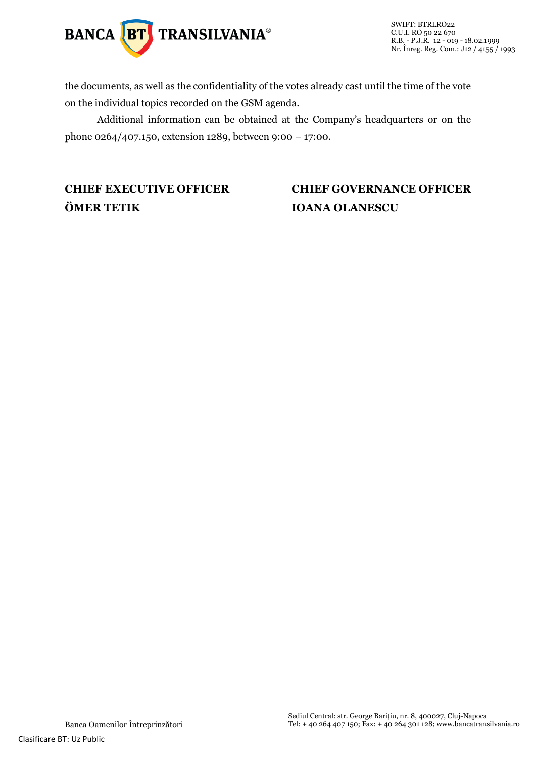the documents, as well as the confidentiality of the votes already cast until the time of the vote on the individual topics recorded on the GSM agenda.

Additional information can be obtained at the Company's headquarters or on the phone 0264/407.150, extension 1289, between 9:00 – 17:00.

**CHIEF EXECUTIVE OFFICER**
**ÖMER TETIK**

**CHIEF GOVERNANCE OFFICER**
**IOANA OLANESCU**